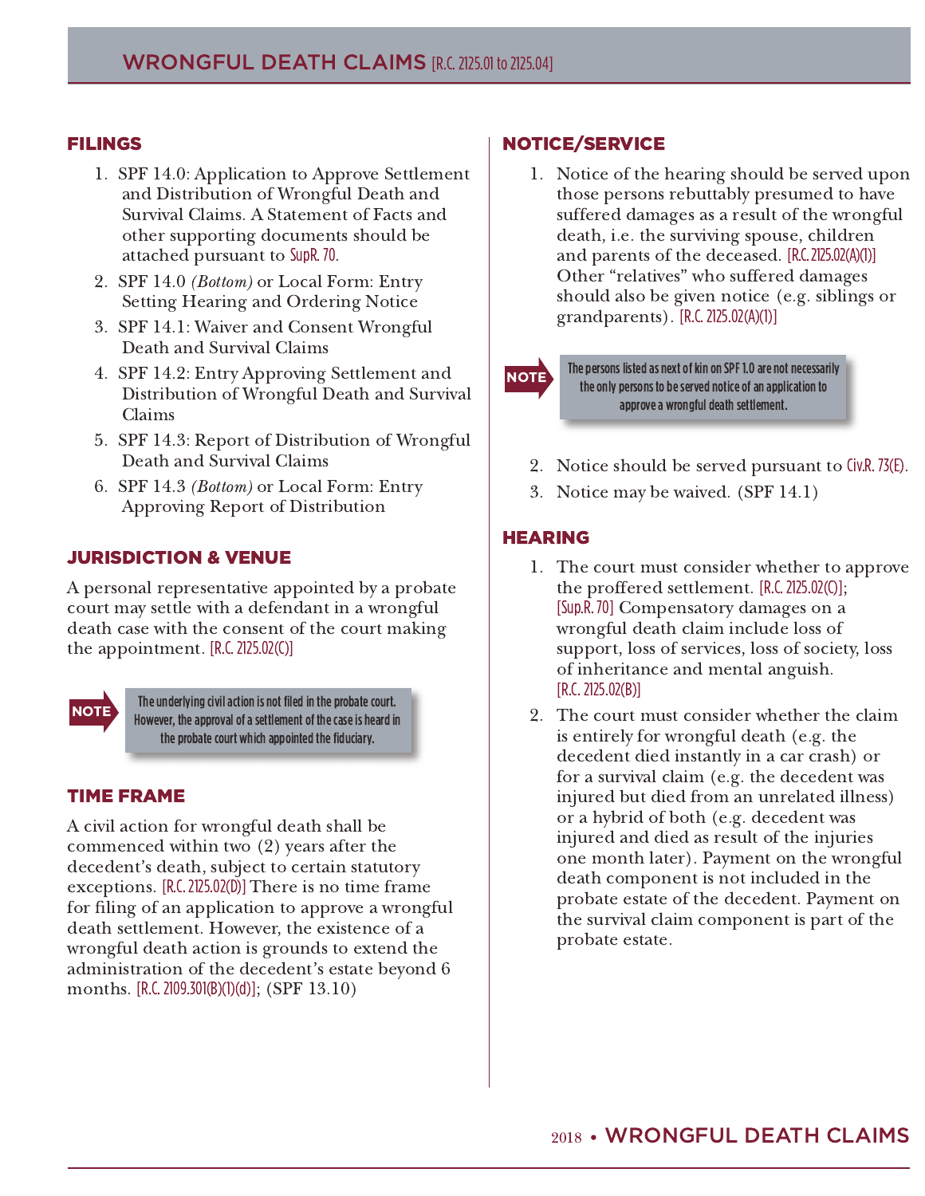# WRONGFUL DEATH CLAIMS [R.C. 2125.01 to 2125.04]

## FILINGS

1. SPF 14.0: Application to Approve Settlement and Distribution of Wrongful Death and Survival Claims. A Statement of Facts and other supporting documents should be attached pursuant to SupR. 70.
2. SPF 14.0 *(Bottom)* or Local Form: Entry Setting Hearing and Ordering Notice
3. SPF 14.1: Waiver and Consent Wrongful Death and Survival Claims
4. SPF 14.2: Entry Approving Settlement and Distribution of Wrongful Death and Survival Claims
5. SPF 14.3: Report of Distribution of Wrongful Death and Survival Claims
6. SPF 14.3 *(Bottom)* or Local Form: Entry Approving Report of Distribution

## JURISDICTION & VENUE

A personal representative appointed by a probate court may settle with a defendant in a wrongful death case with the consent of the court making the appointment. [R.C. 2125.02(C)]

> **NOTE** The underlying civil action is not filed in the probate court. However, the approval of a settlement of the case is heard in the probate court which appointed the fiduciary.

## TIME FRAME

A civil action for wrongful death shall be commenced within two (2) years after the decedent's death, subject to certain statutory exceptions. [R.C. 2125.02(D)] There is no time frame for filing of an application to approve a wrongful death settlement. However, the existence of a wrongful death action is grounds to extend the administration of the decedent's estate beyond 6 months. [R.C. 2109.301(B)(1)(d)]; (SPF 13.10)

## NOTICE/SERVICE

1. Notice of the hearing should be served upon those persons rebuttably presumed to have suffered damages as a result of the wrongful death, i.e. the surviving spouse, children and parents of the deceased. [R.C. 2125.02(A)(1)] Other "relatives" who suffered damages should also be given notice (e.g. siblings or grandparents). [R.C. 2125.02(A)(1)]

> **NOTE** The persons listed as next of kin on SPF 1.0 are not necessarily the only persons to be served notice of an application to approve a wrongful death settlement.

2. Notice should be served pursuant to Civ.R. 73(E).
3. Notice may be waived. (SPF 14.1)

## HEARING

1. The court must consider whether to approve the proffered settlement. [R.C. 2125.02(C)]; [Sup.R. 70] Compensatory damages on a wrongful death claim include loss of support, loss of services, loss of society, loss of inheritance and mental anguish. [R.C. 2125.02(B)]
2. The court must consider whether the claim is entirely for wrongful death (e.g. the decedent died instantly in a car crash) or for a survival claim (e.g. the decedent was injured but died from an unrelated illness) or a hybrid of both (e.g. decedent was injured and died as result of the injuries one month later). Payment on the wrongful death component is not included in the probate estate of the decedent. Payment on the survival claim component is part of the probate estate.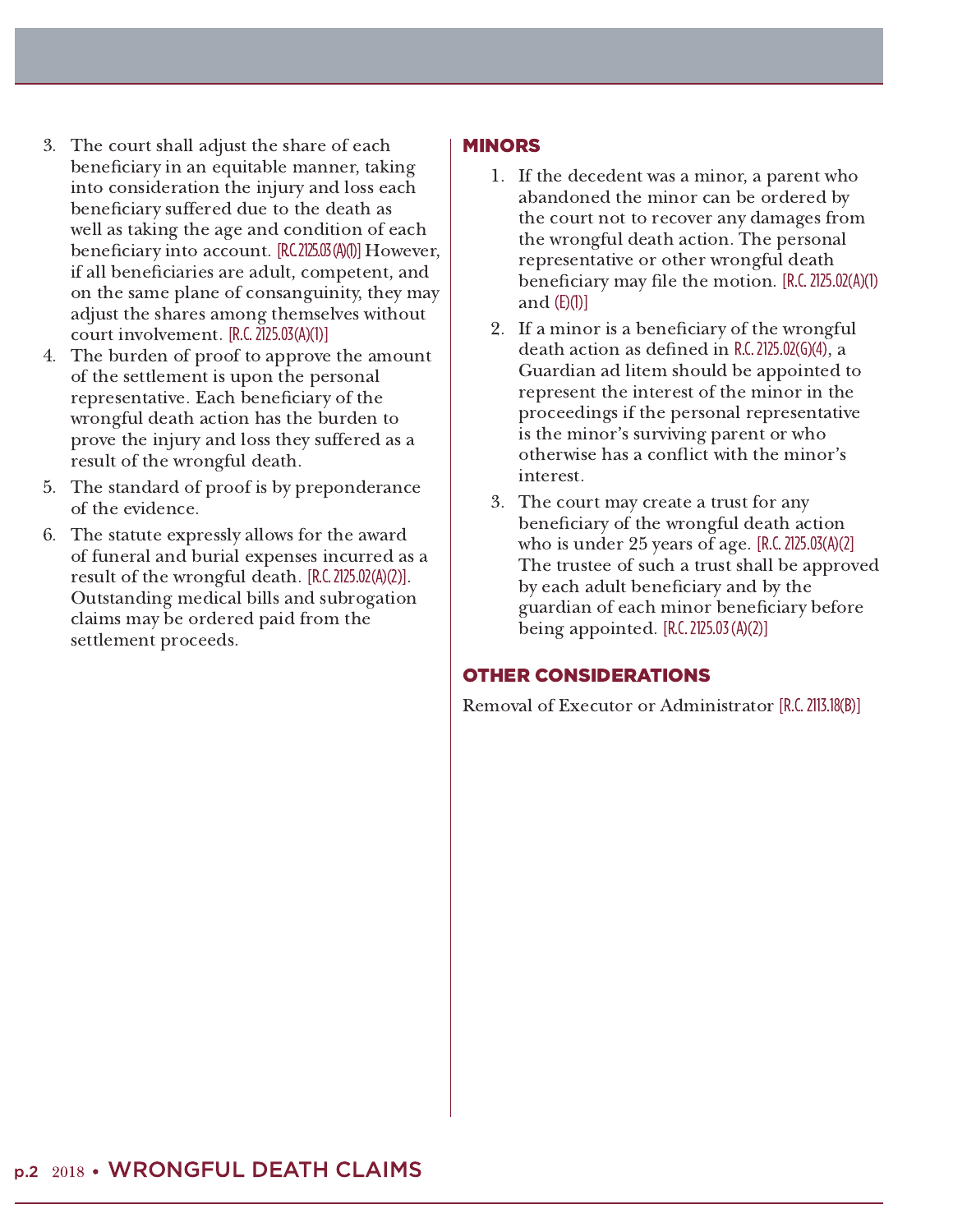3. The court shall adjust the share of each beneficiary in an equitable manner, taking into consideration the injury and loss each beneficiary suffered due to the death as well as taking the age and condition of each beneficiary into account. [R.C. 2125.03(A)(1)] However, if all beneficiaries are adult, competent, and on the same plane of consanguinity, they may adjust the shares among themselves without court involvement. [R.C. 2125.03(A)(1)]
4. The burden of proof to approve the amount of the settlement is upon the personal representative. Each beneficiary of the wrongful death action has the burden to prove the injury and loss they suffered as a result of the wrongful death.
5. The standard of proof is by preponderance of the evidence.
6. The statute expressly allows for the award of funeral and burial expenses incurred as a result of the wrongful death. [R.C. 2125.02(A)(2)]. Outstanding medical bills and subrogation claims may be ordered paid from the settlement proceeds.

## MINORS

1. If the decedent was a minor, a parent who abandoned the minor can be ordered by the court not to recover any damages from the wrongful death action. The personal representative or other wrongful death beneficiary may file the motion. [R.C. 2125.02(A)(1) and (E)(1)]
2. If a minor is a beneficiary of the wrongful death action as defined in R.C. 2125.02(G)(4), a Guardian ad litem should be appointed to represent the interest of the minor in the proceedings if the personal representative is the minor's surviving parent or who otherwise has a conflict with the minor's interest.
3. The court may create a trust for any beneficiary of the wrongful death action who is under 25 years of age. [R.C. 2125.03(A)(2] The trustee of such a trust shall be approved by each adult beneficiary and by the guardian of each minor beneficiary before being appointed. [R.C. 2125.03 (A)(2)]

## OTHER CONSIDERATIONS

Removal of Executor or Administrator [R.C. 2113.18(B)]